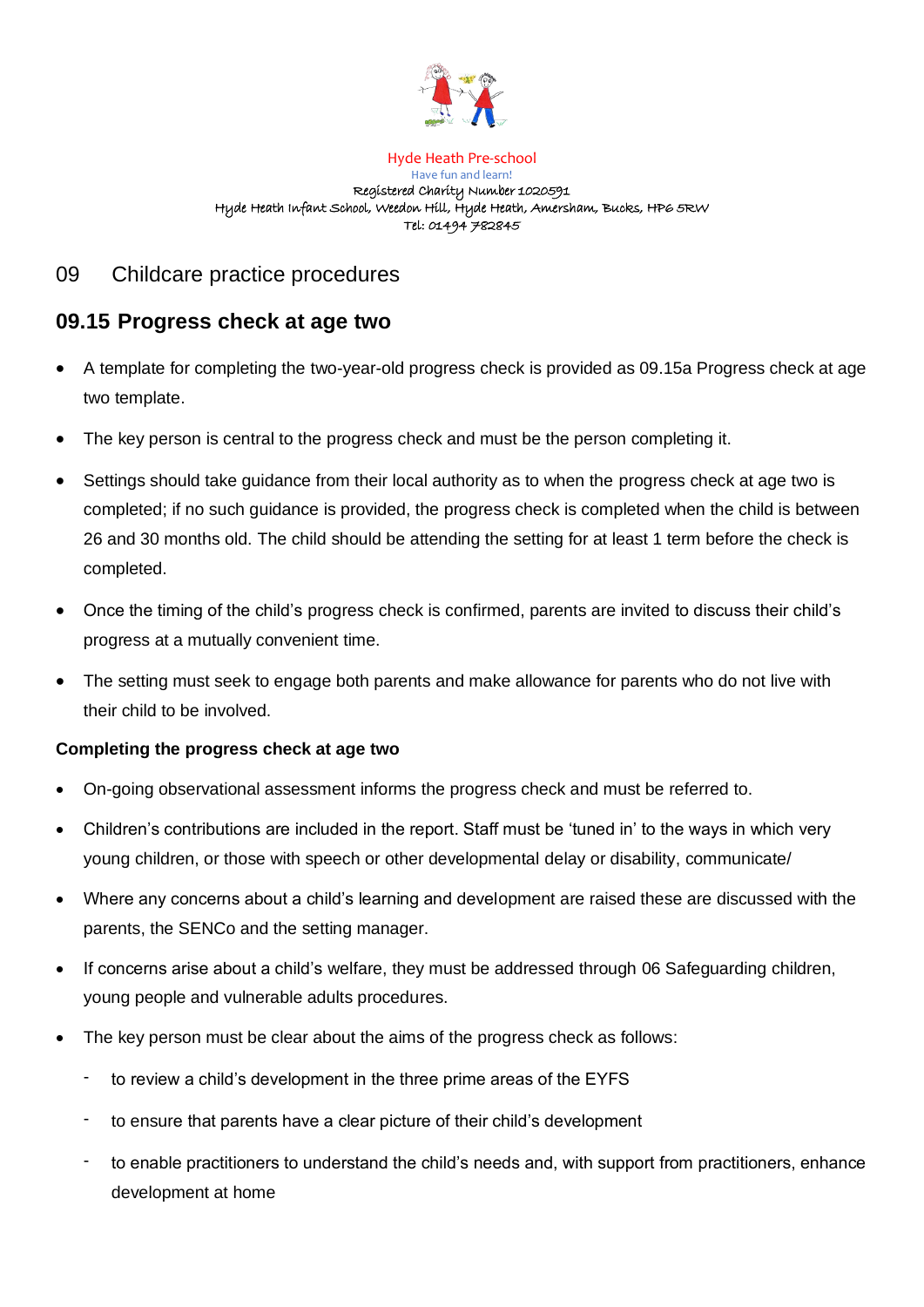Hyde Heath Pre-school
Have fun and learn!
Registered Charity Number 1020591
Hyde Heath Infant School, Weedon Hill, Hyde Heath, Amersham, Bucks, HP6 5RW
Tel: 01494 782845

# 09 Childcare practice procedures

## 09.15 Progress check at age two

- A template for completing the two-year-old progress check is provided as 09.15a Progress check at age two template.
- The key person is central to the progress check and must be the person completing it.
- Settings should take guidance from their local authority as to when the progress check at age two is completed; if no such guidance is provided, the progress check is completed when the child is between 26 and 30 months old. The child should be attending the setting for at least 1 term before the check is completed.
- Once the timing of the child's progress check is confirmed, parents are invited to discuss their child's progress at a mutually convenient time.
- The setting must seek to engage both parents and make allowance for parents who do not live with their child to be involved.

**Completing the progress check at age two**

- On-going observational assessment informs the progress check and must be referred to.
- Children's contributions are included in the report. Staff must be 'tuned in' to the ways in which very young children, or those with speech or other developmental delay or disability, communicate/
- Where any concerns about a child's learning and development are raised these are discussed with the parents, the SENCo and the setting manager.
- If concerns arise about a child's welfare, they must be addressed through 06 Safeguarding children, young people and vulnerable adults procedures.
- The key person must be clear about the aims of the progress check as follows:
  - to review a child's development in the three prime areas of the EYFS
  - to ensure that parents have a clear picture of their child's development
  - to enable practitioners to understand the child's needs and, with support from practitioners, enhance development at home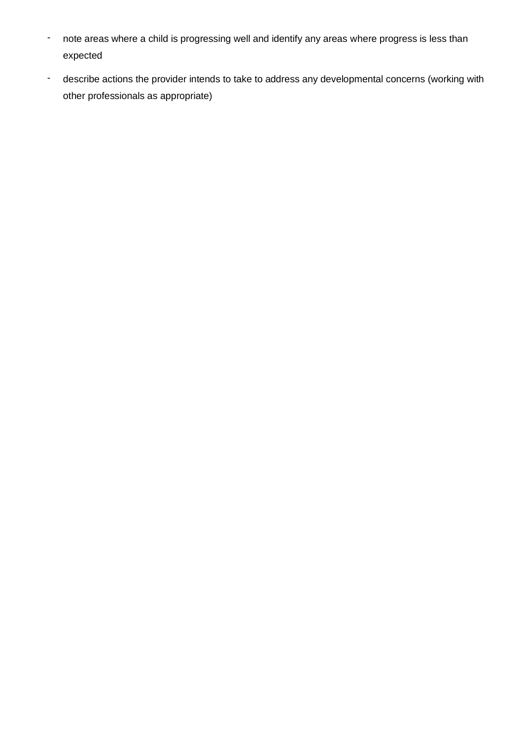- note areas where a child is progressing well and identify any areas where progress is less than expected
- describe actions the provider intends to take to address any developmental concerns (working with other professionals as appropriate)